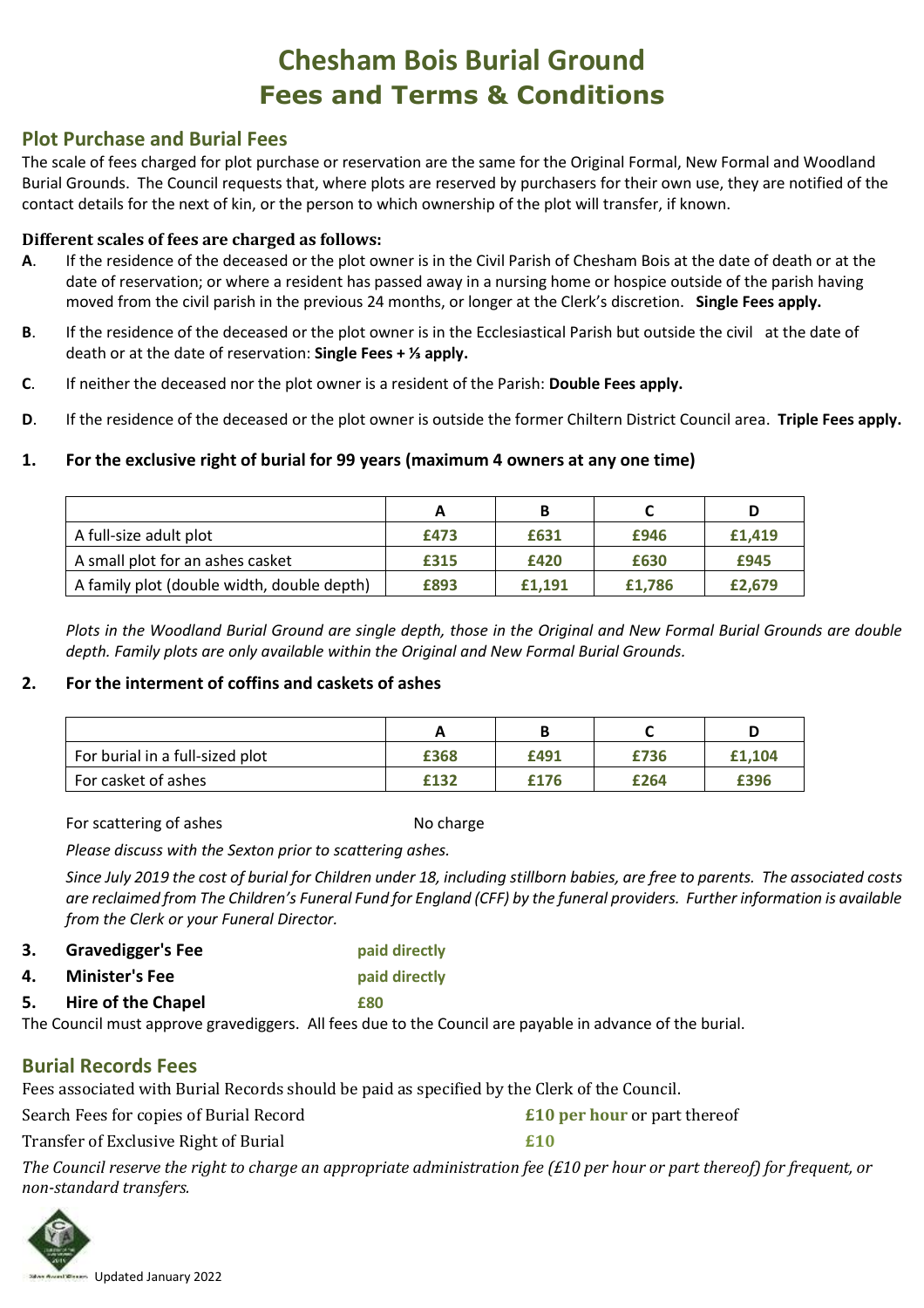# Chesham Bois Burial Ground
# Fees and Terms & Conditions

## Plot Purchase and Burial Fees

The scale of fees charged for plot purchase or reservation are the same for the Original Formal, New Formal and Woodland Burial Grounds. The Council requests that, where plots are reserved by purchasers for their own use, they are notified of the contact details for the next of kin, or the person to which ownership of the plot will transfer, if known.

**Different scales of fees are charged as follows:**

**A**. If the residence of the deceased or the plot owner is in the Civil Parish of Chesham Bois at the date of death or at the date of reservation; or where a resident has passed away in a nursing home or hospice outside of the parish having moved from the civil parish in the previous 24 months, or longer at the Clerk's discretion. **Single Fees apply.**

**B**. If the residence of the deceased or the plot owner is in the Ecclesiastical Parish but outside the civil at the date of death or at the date of reservation: **Single Fees + ⅓ apply.**

**C**. If neither the deceased nor the plot owner is a resident of the Parish: **Double Fees apply.**

**D**. If the residence of the deceased or the plot owner is outside the former Chiltern District Council area. **Triple Fees apply.**

### 1. For the exclusive right of burial for 99 years (maximum 4 owners at any one time)

| | A | B | C | D |
|---|---|---|---|---|
| A full-size adult plot | £473 | £631 | £946 | £1,419 |
| A small plot for an ashes casket | £315 | £420 | £630 | £945 |
| A family plot (double width, double depth) | £893 | £1,191 | £1,786 | £2,679 |

*Plots in the Woodland Burial Ground are single depth, those in the Original and New Formal Burial Grounds are double depth. Family plots are only available within the Original and New Formal Burial Grounds.*

### 2. For the interment of coffins and caskets of ashes

| | A | B | C | D |
|---|---|---|---|---|
| For burial in a full-sized plot | £368 | £491 | £736 | £1,104 |
| For casket of ashes | £132 | £176 | £264 | £396 |

For scattering of ashes — No charge

*Please discuss with the Sexton prior to scattering ashes.*

*Since July 2019 the cost of burial for Children under 18, including stillborn babies, are free to parents. The associated costs are reclaimed from The Children's Funeral Fund for England (CFF) by the funeral providers. Further information is available from the Clerk or your Funeral Director.*

**3. Gravedigger's Fee** — paid directly

**4. Minister's Fee** — paid directly

**5. Hire of the Chapel** — £80

The Council must approve gravediggers. All fees due to the Council are payable in advance of the burial.

## Burial Records Fees

Fees associated with Burial Records should be paid as specified by the Clerk of the Council.

Search Fees for copies of Burial Record — **£10 per hour** or part thereof

Transfer of Exclusive Right of Burial — **£10**

*The Council reserve the right to charge an appropriate administration fee (£10 per hour or part thereof) for frequent, or non-standard transfers.*

Updated January 2022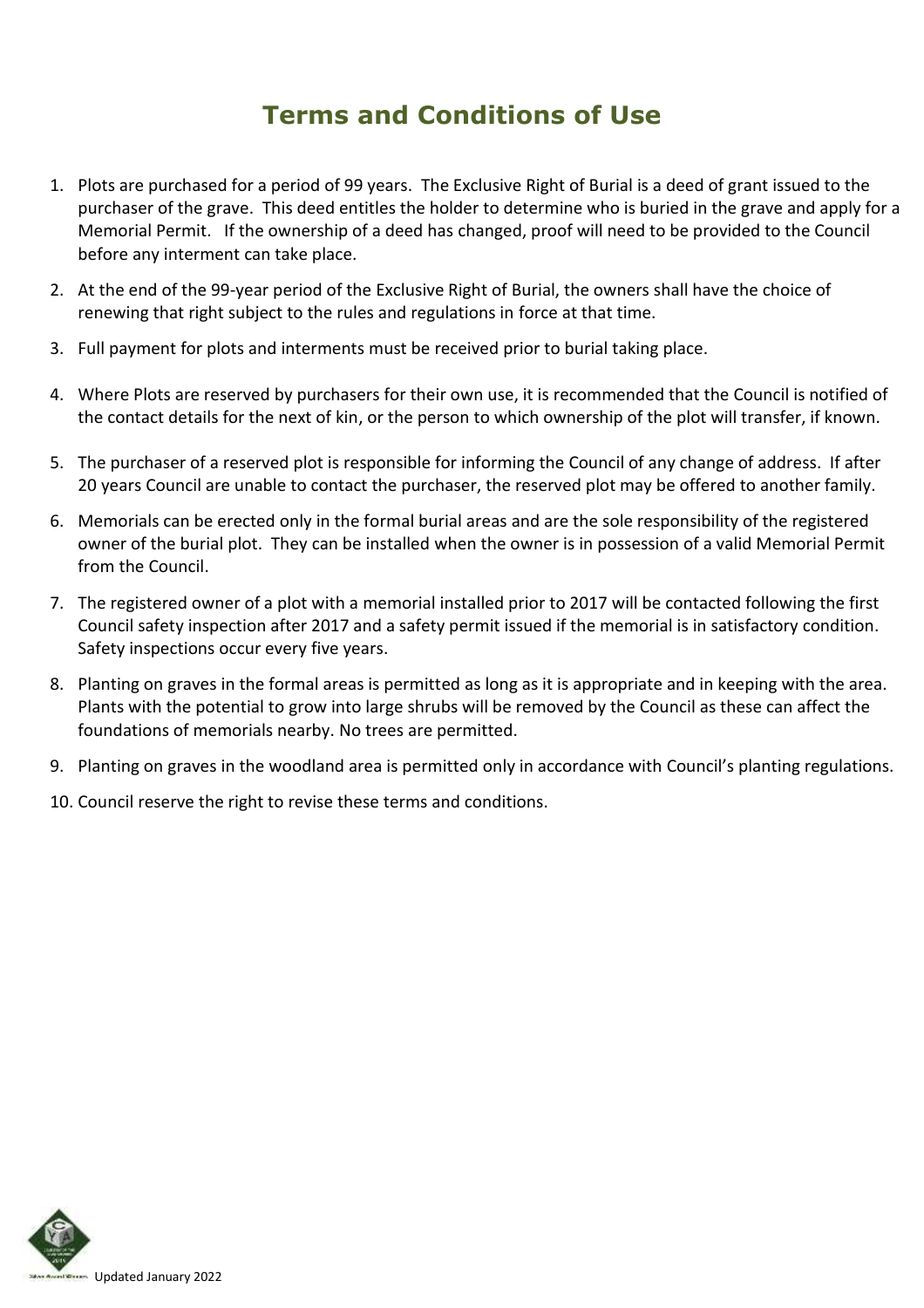# Terms and Conditions of Use

1. Plots are purchased for a period of 99 years. The Exclusive Right of Burial is a deed of grant issued to the purchaser of the grave. This deed entitles the holder to determine who is buried in the grave and apply for a Memorial Permit. If the ownership of a deed has changed, proof will need to be provided to the Council before any interment can take place.
2. At the end of the 99-year period of the Exclusive Right of Burial, the owners shall have the choice of renewing that right subject to the rules and regulations in force at that time.
3. Full payment for plots and interments must be received prior to burial taking place.
4. Where Plots are reserved by purchasers for their own use, it is recommended that the Council is notified of the contact details for the next of kin, or the person to which ownership of the plot will transfer, if known.
5. The purchaser of a reserved plot is responsible for informing the Council of any change of address. If after 20 years Council are unable to contact the purchaser, the reserved plot may be offered to another family.
6. Memorials can be erected only in the formal burial areas and are the sole responsibility of the registered owner of the burial plot. They can be installed when the owner is in possession of a valid Memorial Permit from the Council.
7. The registered owner of a plot with a memorial installed prior to 2017 will be contacted following the first Council safety inspection after 2017 and a safety permit issued if the memorial is in satisfactory condition. Safety inspections occur every five years.
8. Planting on graves in the formal areas is permitted as long as it is appropriate and in keeping with the area. Plants with the potential to grow into large shrubs will be removed by the Council as these can affect the foundations of memorials nearby. No trees are permitted.
9. Planting on graves in the woodland area is permitted only in accordance with Council's planting regulations.
10. Council reserve the right to revise these terms and conditions.

Updated January 2022